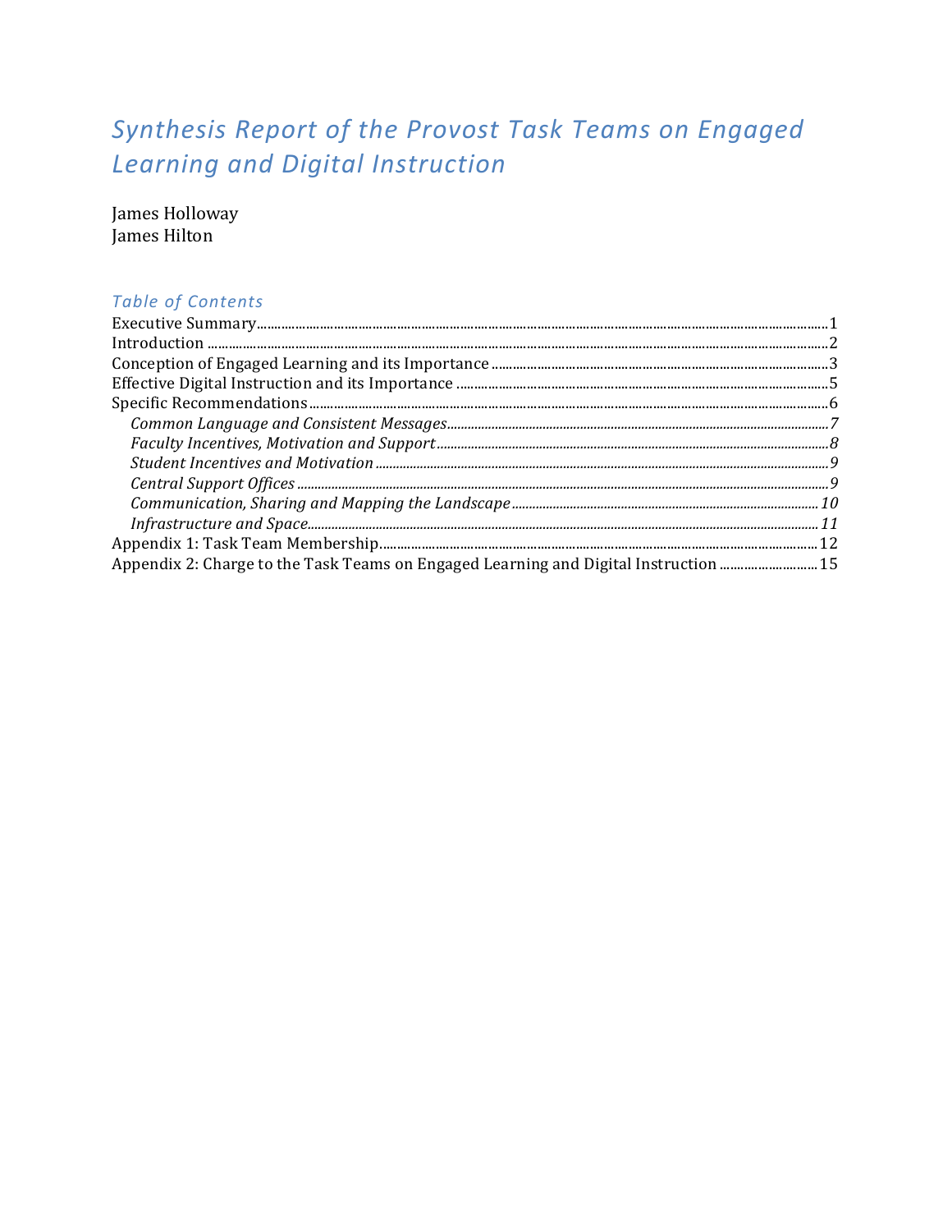# *Synthesis Report of the Provost Task Teams on Engaged Learning and Digital Instruction*

James Holloway
James Hilton

## *Table of Contents*

Executive Summary .......... 1
Introduction .......... 2
Conception of Engaged Learning and its Importance .......... 3
Effective Digital Instruction and its Importance .......... 5
Specific Recommendations .......... 6
  *Common Language and Consistent Messages* .......... *7*
  *Faculty Incentives, Motivation and Support* .......... *8*
  *Student Incentives and Motivation* .......... *9*
  *Central Support Offices* .......... *9*
  *Communication, Sharing and Mapping the Landscape* .......... *10*
  *Infrastructure and Space* .......... *11*
Appendix 1: Task Team Membership .......... 12
Appendix 2: Charge to the Task Teams on Engaged Learning and Digital Instruction .......... 15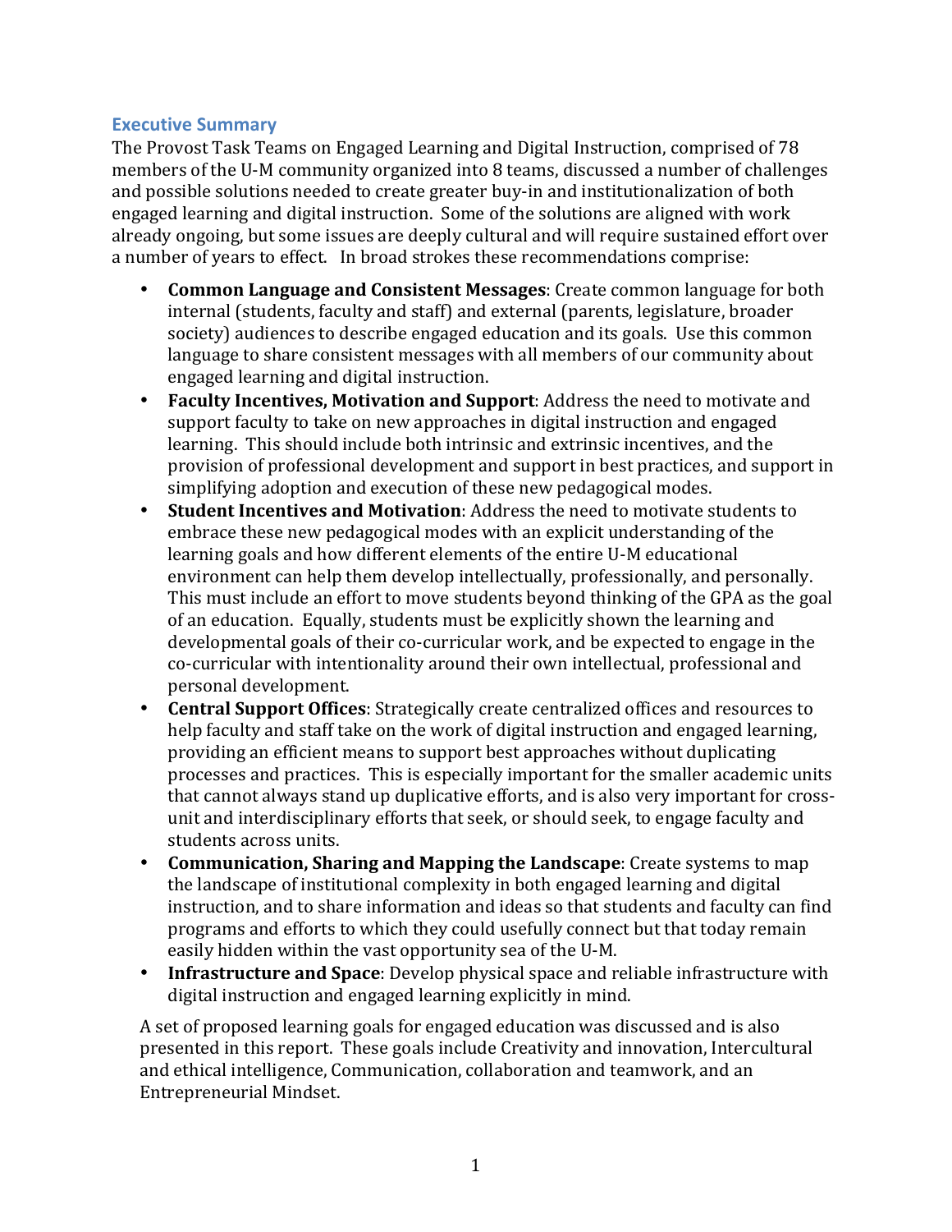## Executive Summary

The Provost Task Teams on Engaged Learning and Digital Instruction, comprised of 78 members of the U-M community organized into 8 teams, discussed a number of challenges and possible solutions needed to create greater buy-in and institutionalization of both engaged learning and digital instruction. Some of the solutions are aligned with work already ongoing, but some issues are deeply cultural and will require sustained effort over a number of years to effect. In broad strokes these recommendations comprise:

- **Common Language and Consistent Messages**: Create common language for both internal (students, faculty and staff) and external (parents, legislature, broader society) audiences to describe engaged education and its goals. Use this common language to share consistent messages with all members of our community about engaged learning and digital instruction.
- **Faculty Incentives, Motivation and Support**: Address the need to motivate and support faculty to take on new approaches in digital instruction and engaged learning. This should include both intrinsic and extrinsic incentives, and the provision of professional development and support in best practices, and support in simplifying adoption and execution of these new pedagogical modes.
- **Student Incentives and Motivation**: Address the need to motivate students to embrace these new pedagogical modes with an explicit understanding of the learning goals and how different elements of the entire U-M educational environment can help them develop intellectually, professionally, and personally. This must include an effort to move students beyond thinking of the GPA as the goal of an education. Equally, students must be explicitly shown the learning and developmental goals of their co-curricular work, and be expected to engage in the co-curricular with intentionality around their own intellectual, professional and personal development.
- **Central Support Offices**: Strategically create centralized offices and resources to help faculty and staff take on the work of digital instruction and engaged learning, providing an efficient means to support best approaches without duplicating processes and practices. This is especially important for the smaller academic units that cannot always stand up duplicative efforts, and is also very important for cross-unit and interdisciplinary efforts that seek, or should seek, to engage faculty and students across units.
- **Communication, Sharing and Mapping the Landscape**: Create systems to map the landscape of institutional complexity in both engaged learning and digital instruction, and to share information and ideas so that students and faculty can find programs and efforts to which they could usefully connect but that today remain easily hidden within the vast opportunity sea of the U-M.
- **Infrastructure and Space**: Develop physical space and reliable infrastructure with digital instruction and engaged learning explicitly in mind.

A set of proposed learning goals for engaged education was discussed and is also presented in this report. These goals include Creativity and innovation, Intercultural and ethical intelligence, Communication, collaboration and teamwork, and an Entrepreneurial Mindset.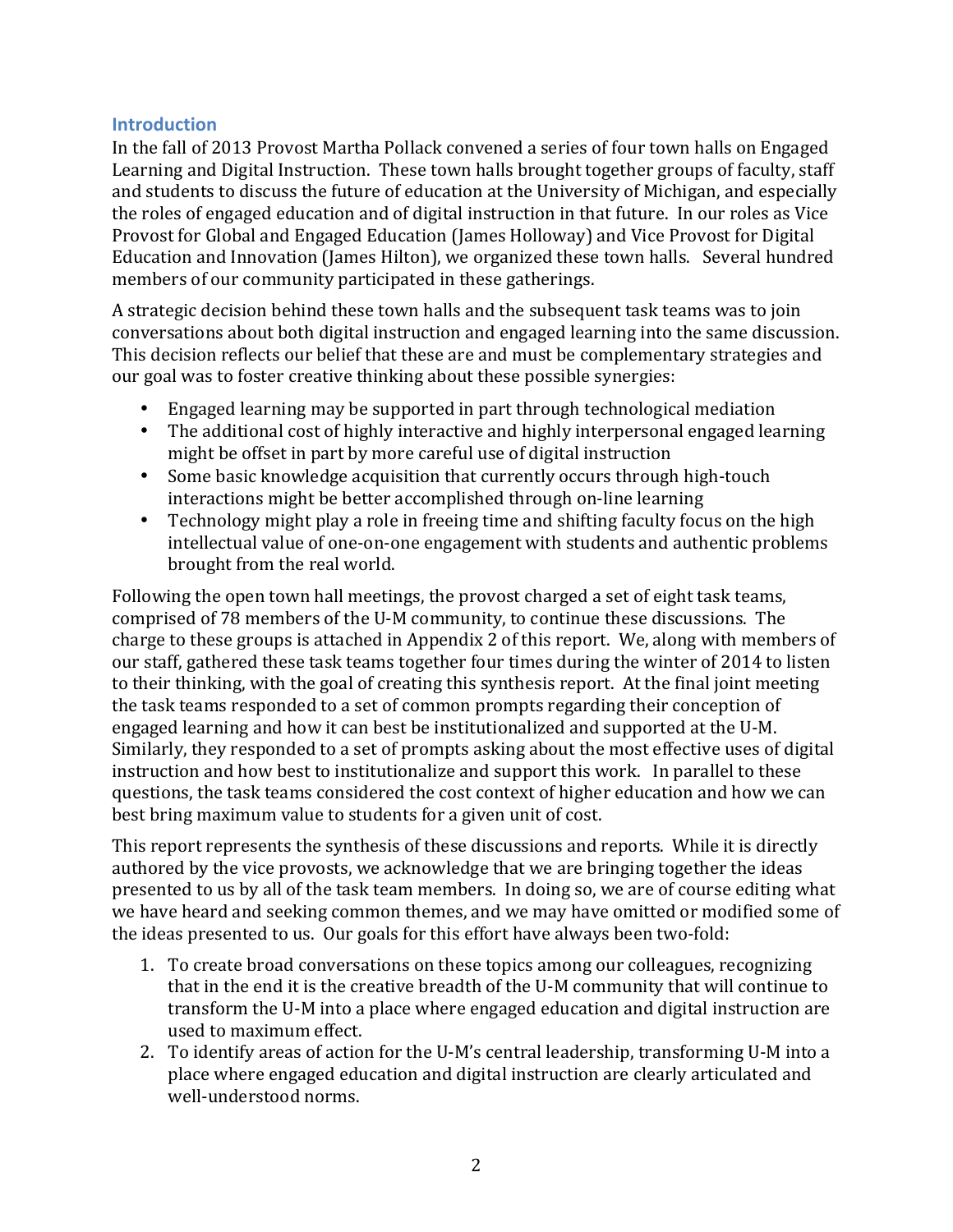## Introduction

In the fall of 2013 Provost Martha Pollack convened a series of four town halls on Engaged Learning and Digital Instruction. These town halls brought together groups of faculty, staff and students to discuss the future of education at the University of Michigan, and especially the roles of engaged education and of digital instruction in that future. In our roles as Vice Provost for Global and Engaged Education (James Holloway) and Vice Provost for Digital Education and Innovation (James Hilton), we organized these town halls. Several hundred members of our community participated in these gatherings.

A strategic decision behind these town halls and the subsequent task teams was to join conversations about both digital instruction and engaged learning into the same discussion. This decision reflects our belief that these are and must be complementary strategies and our goal was to foster creative thinking about these possible synergies:

- Engaged learning may be supported in part through technological mediation
- The additional cost of highly interactive and highly interpersonal engaged learning might be offset in part by more careful use of digital instruction
- Some basic knowledge acquisition that currently occurs through high-touch interactions might be better accomplished through on-line learning
- Technology might play a role in freeing time and shifting faculty focus on the high intellectual value of one-on-one engagement with students and authentic problems brought from the real world.

Following the open town hall meetings, the provost charged a set of eight task teams, comprised of 78 members of the U-M community, to continue these discussions. The charge to these groups is attached in Appendix 2 of this report. We, along with members of our staff, gathered these task teams together four times during the winter of 2014 to listen to their thinking, with the goal of creating this synthesis report. At the final joint meeting the task teams responded to a set of common prompts regarding their conception of engaged learning and how it can best be institutionalized and supported at the U-M. Similarly, they responded to a set of prompts asking about the most effective uses of digital instruction and how best to institutionalize and support this work. In parallel to these questions, the task teams considered the cost context of higher education and how we can best bring maximum value to students for a given unit of cost.

This report represents the synthesis of these discussions and reports. While it is directly authored by the vice provosts, we acknowledge that we are bringing together the ideas presented to us by all of the task team members. In doing so, we are of course editing what we have heard and seeking common themes, and we may have omitted or modified some of the ideas presented to us. Our goals for this effort have always been two-fold:

1. To create broad conversations on these topics among our colleagues, recognizing that in the end it is the creative breadth of the U-M community that will continue to transform the U-M into a place where engaged education and digital instruction are used to maximum effect.
2. To identify areas of action for the U-M's central leadership, transforming U-M into a place where engaged education and digital instruction are clearly articulated and well-understood norms.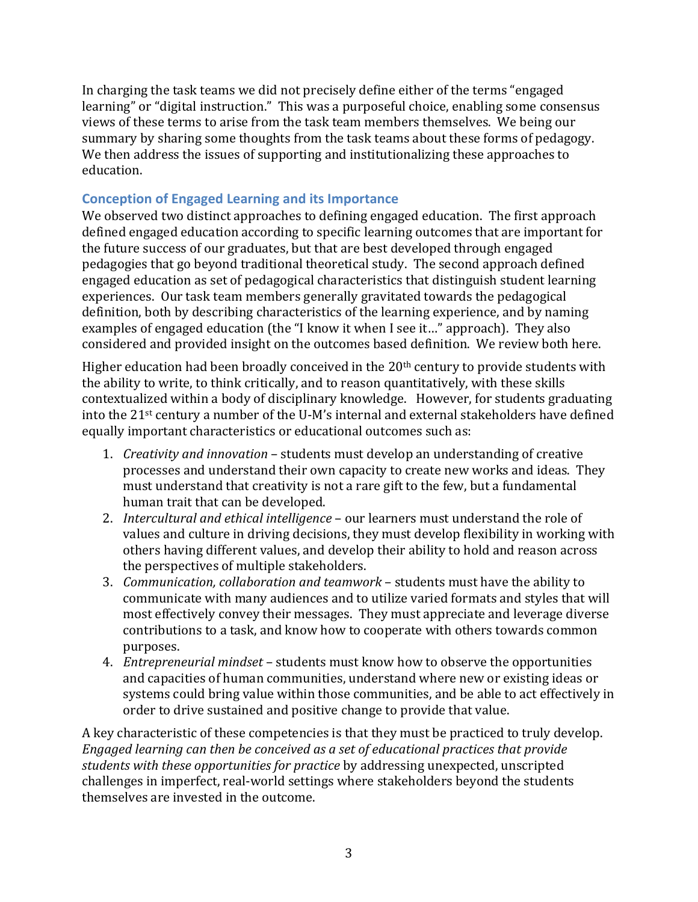In charging the task teams we did not precisely define either of the terms "engaged learning" or "digital instruction." This was a purposeful choice, enabling some consensus views of these terms to arise from the task team members themselves. We being our summary by sharing some thoughts from the task teams about these forms of pedagogy. We then address the issues of supporting and institutionalizing these approaches to education.

## Conception of Engaged Learning and its Importance

We observed two distinct approaches to defining engaged education. The first approach defined engaged education according to specific learning outcomes that are important for the future success of our graduates, but that are best developed through engaged pedagogies that go beyond traditional theoretical study. The second approach defined engaged education as set of pedagogical characteristics that distinguish student learning experiences. Our task team members generally gravitated towards the pedagogical definition, both by describing characteristics of the learning experience, and by naming examples of engaged education (the "I know it when I see it…" approach). They also considered and provided insight on the outcomes based definition. We review both here.

Higher education had been broadly conceived in the 20th century to provide students with the ability to write, to think critically, and to reason quantitatively, with these skills contextualized within a body of disciplinary knowledge. However, for students graduating into the 21st century a number of the U-M's internal and external stakeholders have defined equally important characteristics or educational outcomes such as:

1. *Creativity and innovation* – students must develop an understanding of creative processes and understand their own capacity to create new works and ideas. They must understand that creativity is not a rare gift to the few, but a fundamental human trait that can be developed.
2. *Intercultural and ethical intelligence* – our learners must understand the role of values and culture in driving decisions, they must develop flexibility in working with others having different values, and develop their ability to hold and reason across the perspectives of multiple stakeholders.
3. *Communication, collaboration and teamwork* – students must have the ability to communicate with many audiences and to utilize varied formats and styles that will most effectively convey their messages. They must appreciate and leverage diverse contributions to a task, and know how to cooperate with others towards common purposes.
4. *Entrepreneurial mindset* – students must know how to observe the opportunities and capacities of human communities, understand where new or existing ideas or systems could bring value within those communities, and be able to act effectively in order to drive sustained and positive change to provide that value.

A key characteristic of these competencies is that they must be practiced to truly develop. *Engaged learning can then be conceived as a set of educational practices that provide students with these opportunities for practice* by addressing unexpected, unscripted challenges in imperfect, real-world settings where stakeholders beyond the students themselves are invested in the outcome.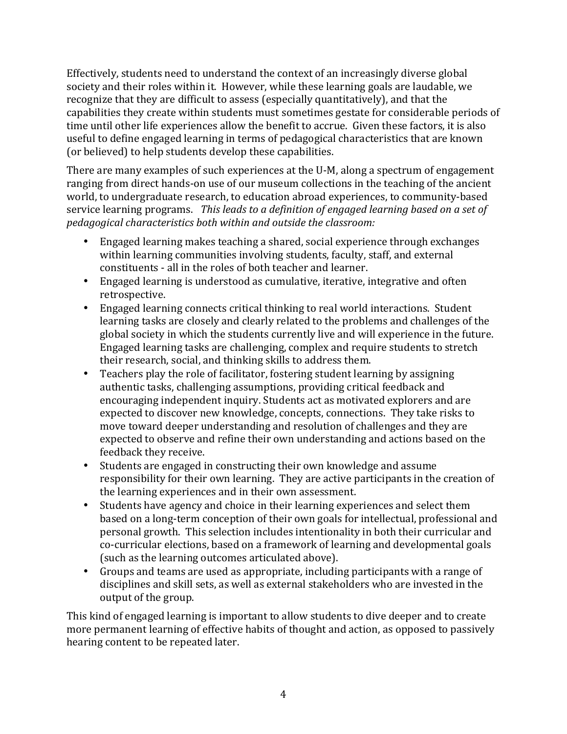Effectively, students need to understand the context of an increasingly diverse global society and their roles within it. However, while these learning goals are laudable, we recognize that they are difficult to assess (especially quantitatively), and that the capabilities they create within students must sometimes gestate for considerable periods of time until other life experiences allow the benefit to accrue. Given these factors, it is also useful to define engaged learning in terms of pedagogical characteristics that are known (or believed) to help students develop these capabilities.

There are many examples of such experiences at the U-M, along a spectrum of engagement ranging from direct hands-on use of our museum collections in the teaching of the ancient world, to undergraduate research, to education abroad experiences, to community-based service learning programs. *This leads to a definition of engaged learning based on a set of pedagogical characteristics both within and outside the classroom:*

- Engaged learning makes teaching a shared, social experience through exchanges within learning communities involving students, faculty, staff, and external constituents - all in the roles of both teacher and learner.
- Engaged learning is understood as cumulative, iterative, integrative and often retrospective.
- Engaged learning connects critical thinking to real world interactions. Student learning tasks are closely and clearly related to the problems and challenges of the global society in which the students currently live and will experience in the future. Engaged learning tasks are challenging, complex and require students to stretch their research, social, and thinking skills to address them.
- Teachers play the role of facilitator, fostering student learning by assigning authentic tasks, challenging assumptions, providing critical feedback and encouraging independent inquiry. Students act as motivated explorers and are expected to discover new knowledge, concepts, connections. They take risks to move toward deeper understanding and resolution of challenges and they are expected to observe and refine their own understanding and actions based on the feedback they receive.
- Students are engaged in constructing their own knowledge and assume responsibility for their own learning. They are active participants in the creation of the learning experiences and in their own assessment.
- Students have agency and choice in their learning experiences and select them based on a long-term conception of their own goals for intellectual, professional and personal growth. This selection includes intentionality in both their curricular and co-curricular elections, based on a framework of learning and developmental goals (such as the learning outcomes articulated above).
- Groups and teams are used as appropriate, including participants with a range of disciplines and skill sets, as well as external stakeholders who are invested in the output of the group.

This kind of engaged learning is important to allow students to dive deeper and to create more permanent learning of effective habits of thought and action, as opposed to passively hearing content to be repeated later.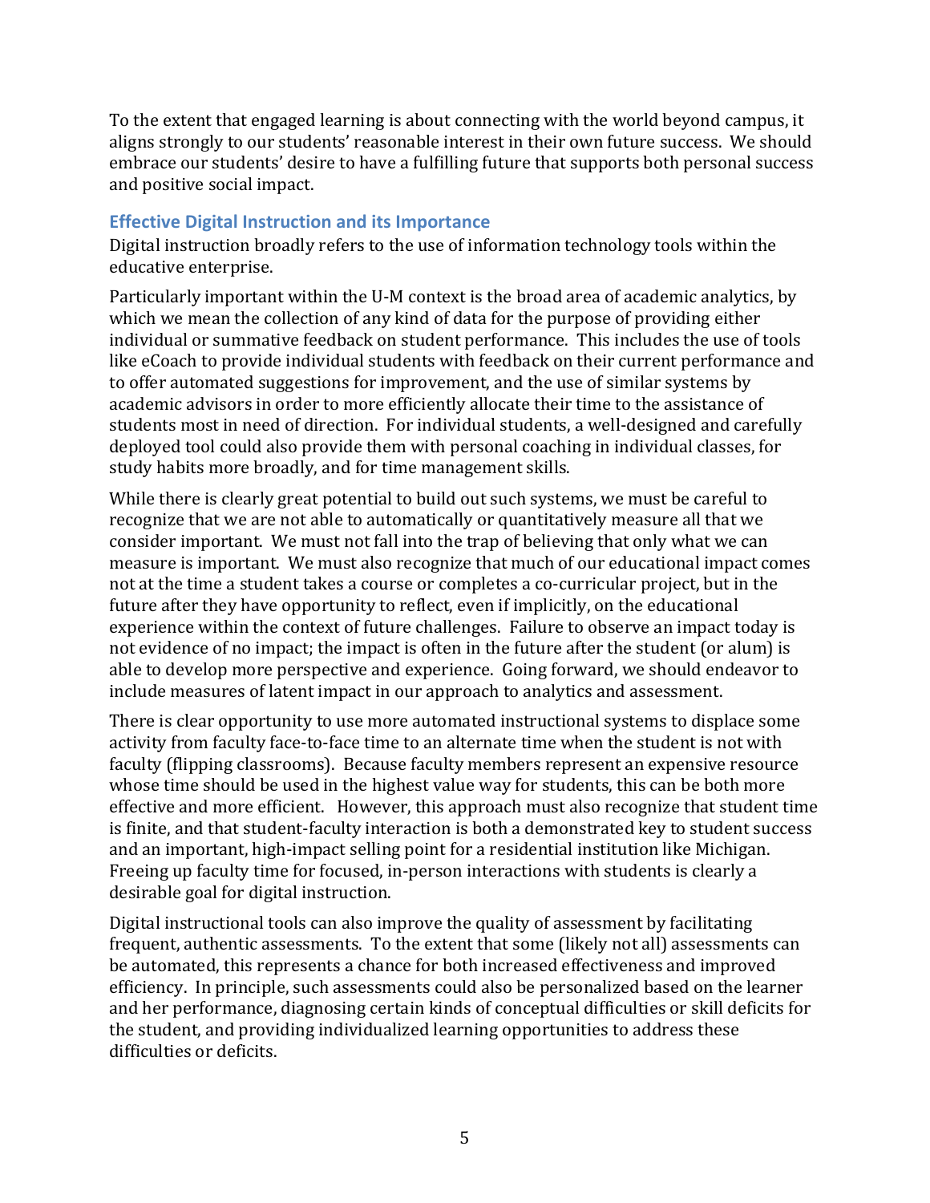To the extent that engaged learning is about connecting with the world beyond campus, it aligns strongly to our students' reasonable interest in their own future success. We should embrace our students' desire to have a fulfilling future that supports both personal success and positive social impact.

### Effective Digital Instruction and its Importance

Digital instruction broadly refers to the use of information technology tools within the educative enterprise.

Particularly important within the U-M context is the broad area of academic analytics, by which we mean the collection of any kind of data for the purpose of providing either individual or summative feedback on student performance. This includes the use of tools like eCoach to provide individual students with feedback on their current performance and to offer automated suggestions for improvement, and the use of similar systems by academic advisors in order to more efficiently allocate their time to the assistance of students most in need of direction. For individual students, a well-designed and carefully deployed tool could also provide them with personal coaching in individual classes, for study habits more broadly, and for time management skills.

While there is clearly great potential to build out such systems, we must be careful to recognize that we are not able to automatically or quantitatively measure all that we consider important. We must not fall into the trap of believing that only what we can measure is important. We must also recognize that much of our educational impact comes not at the time a student takes a course or completes a co-curricular project, but in the future after they have opportunity to reflect, even if implicitly, on the educational experience within the context of future challenges. Failure to observe an impact today is not evidence of no impact; the impact is often in the future after the student (or alum) is able to develop more perspective and experience. Going forward, we should endeavor to include measures of latent impact in our approach to analytics and assessment.

There is clear opportunity to use more automated instructional systems to displace some activity from faculty face-to-face time to an alternate time when the student is not with faculty (flipping classrooms). Because faculty members represent an expensive resource whose time should be used in the highest value way for students, this can be both more effective and more efficient. However, this approach must also recognize that student time is finite, and that student-faculty interaction is both a demonstrated key to student success and an important, high-impact selling point for a residential institution like Michigan. Freeing up faculty time for focused, in-person interactions with students is clearly a desirable goal for digital instruction.

Digital instructional tools can also improve the quality of assessment by facilitating frequent, authentic assessments. To the extent that some (likely not all) assessments can be automated, this represents a chance for both increased effectiveness and improved efficiency. In principle, such assessments could also be personalized based on the learner and her performance, diagnosing certain kinds of conceptual difficulties or skill deficits for the student, and providing individualized learning opportunities to address these difficulties or deficits.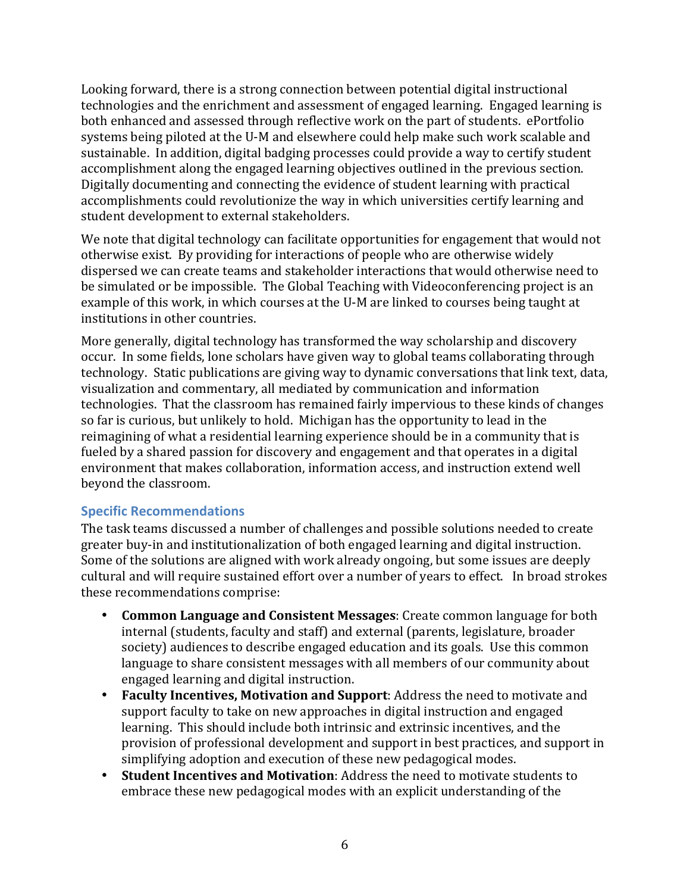Looking forward, there is a strong connection between potential digital instructional technologies and the enrichment and assessment of engaged learning. Engaged learning is both enhanced and assessed through reflective work on the part of students. ePortfolio systems being piloted at the U-M and elsewhere could help make such work scalable and sustainable. In addition, digital badging processes could provide a way to certify student accomplishment along the engaged learning objectives outlined in the previous section. Digitally documenting and connecting the evidence of student learning with practical accomplishments could revolutionize the way in which universities certify learning and student development to external stakeholders.

We note that digital technology can facilitate opportunities for engagement that would not otherwise exist. By providing for interactions of people who are otherwise widely dispersed we can create teams and stakeholder interactions that would otherwise need to be simulated or be impossible. The Global Teaching with Videoconferencing project is an example of this work, in which courses at the U-M are linked to courses being taught at institutions in other countries.

More generally, digital technology has transformed the way scholarship and discovery occur. In some fields, lone scholars have given way to global teams collaborating through technology. Static publications are giving way to dynamic conversations that link text, data, visualization and commentary, all mediated by communication and information technologies. That the classroom has remained fairly impervious to these kinds of changes so far is curious, but unlikely to hold. Michigan has the opportunity to lead in the reimagining of what a residential learning experience should be in a community that is fueled by a shared passion for discovery and engagement and that operates in a digital environment that makes collaboration, information access, and instruction extend well beyond the classroom.

### Specific Recommendations

The task teams discussed a number of challenges and possible solutions needed to create greater buy-in and institutionalization of both engaged learning and digital instruction. Some of the solutions are aligned with work already ongoing, but some issues are deeply cultural and will require sustained effort over a number of years to effect. In broad strokes these recommendations comprise:

- **Common Language and Consistent Messages**: Create common language for both internal (students, faculty and staff) and external (parents, legislature, broader society) audiences to describe engaged education and its goals. Use this common language to share consistent messages with all members of our community about engaged learning and digital instruction.
- **Faculty Incentives, Motivation and Support**: Address the need to motivate and support faculty to take on new approaches in digital instruction and engaged learning. This should include both intrinsic and extrinsic incentives, and the provision of professional development and support in best practices, and support in simplifying adoption and execution of these new pedagogical modes.
- **Student Incentives and Motivation**: Address the need to motivate students to embrace these new pedagogical modes with an explicit understanding of the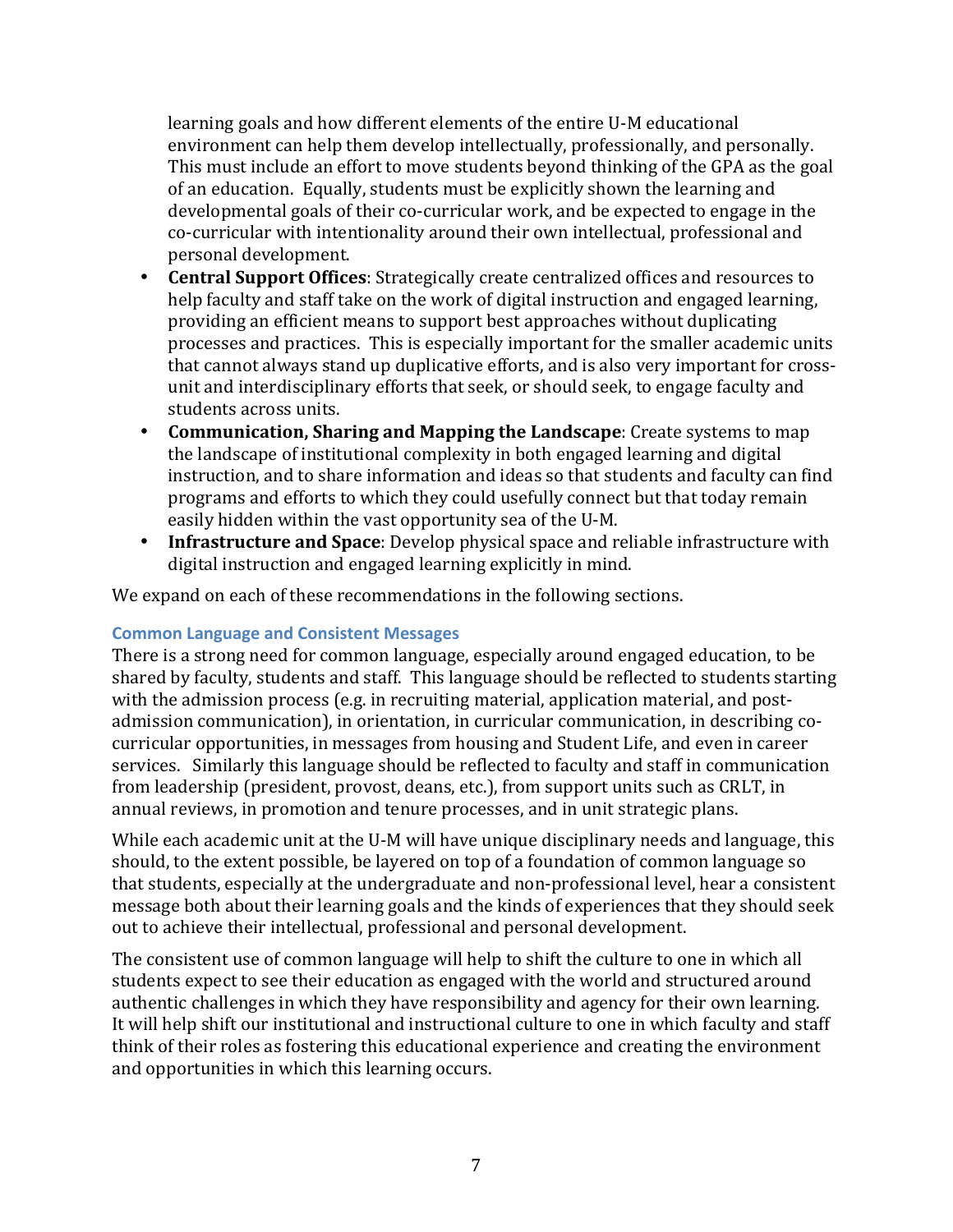learning goals and how different elements of the entire U-M educational environment can help them develop intellectually, professionally, and personally. This must include an effort to move students beyond thinking of the GPA as the goal of an education. Equally, students must be explicitly shown the learning and developmental goals of their co-curricular work, and be expected to engage in the co-curricular with intentionality around their own intellectual, professional and personal development.

- **Central Support Offices**: Strategically create centralized offices and resources to help faculty and staff take on the work of digital instruction and engaged learning, providing an efficient means to support best approaches without duplicating processes and practices. This is especially important for the smaller academic units that cannot always stand up duplicative efforts, and is also very important for cross-unit and interdisciplinary efforts that seek, or should seek, to engage faculty and students across units.
- **Communication, Sharing and Mapping the Landscape**: Create systems to map the landscape of institutional complexity in both engaged learning and digital instruction, and to share information and ideas so that students and faculty can find programs and efforts to which they could usefully connect but that today remain easily hidden within the vast opportunity sea of the U-M.
- **Infrastructure and Space**: Develop physical space and reliable infrastructure with digital instruction and engaged learning explicitly in mind.

We expand on each of these recommendations in the following sections.

### Common Language and Consistent Messages

There is a strong need for common language, especially around engaged education, to be shared by faculty, students and staff. This language should be reflected to students starting with the admission process (e.g. in recruiting material, application material, and post-admission communication), in orientation, in curricular communication, in describing co-curricular opportunities, in messages from housing and Student Life, and even in career services. Similarly this language should be reflected to faculty and staff in communication from leadership (president, provost, deans, etc.), from support units such as CRLT, in annual reviews, in promotion and tenure processes, and in unit strategic plans.

While each academic unit at the U-M will have unique disciplinary needs and language, this should, to the extent possible, be layered on top of a foundation of common language so that students, especially at the undergraduate and non-professional level, hear a consistent message both about their learning goals and the kinds of experiences that they should seek out to achieve their intellectual, professional and personal development.

The consistent use of common language will help to shift the culture to one in which all students expect to see their education as engaged with the world and structured around authentic challenges in which they have responsibility and agency for their own learning. It will help shift our institutional and instructional culture to one in which faculty and staff think of their roles as fostering this educational experience and creating the environment and opportunities in which this learning occurs.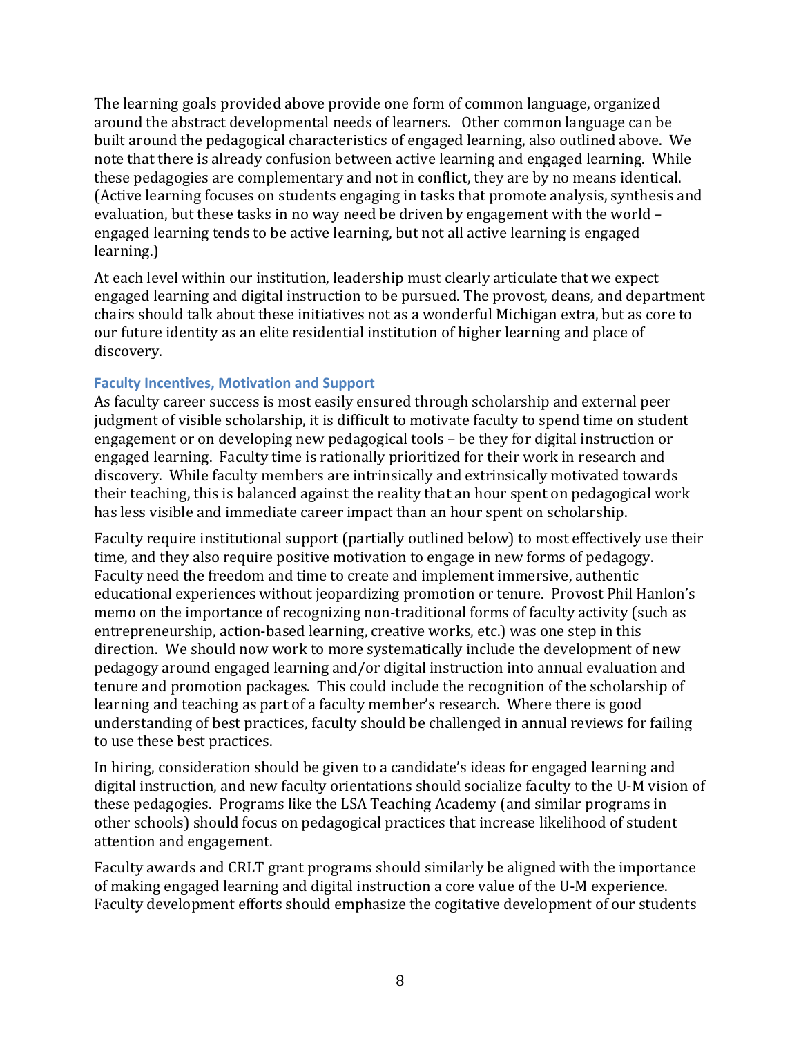The learning goals provided above provide one form of common language, organized around the abstract developmental needs of learners. Other common language can be built around the pedagogical characteristics of engaged learning, also outlined above. We note that there is already confusion between active learning and engaged learning. While these pedagogies are complementary and not in conflict, they are by no means identical. (Active learning focuses on students engaging in tasks that promote analysis, synthesis and evaluation, but these tasks in no way need be driven by engagement with the world – engaged learning tends to be active learning, but not all active learning is engaged learning.)

At each level within our institution, leadership must clearly articulate that we expect engaged learning and digital instruction to be pursued. The provost, deans, and department chairs should talk about these initiatives not as a wonderful Michigan extra, but as core to our future identity as an elite residential institution of higher learning and place of discovery.

### Faculty Incentives, Motivation and Support

As faculty career success is most easily ensured through scholarship and external peer judgment of visible scholarship, it is difficult to motivate faculty to spend time on student engagement or on developing new pedagogical tools – be they for digital instruction or engaged learning. Faculty time is rationally prioritized for their work in research and discovery. While faculty members are intrinsically and extrinsically motivated towards their teaching, this is balanced against the reality that an hour spent on pedagogical work has less visible and immediate career impact than an hour spent on scholarship.

Faculty require institutional support (partially outlined below) to most effectively use their time, and they also require positive motivation to engage in new forms of pedagogy. Faculty need the freedom and time to create and implement immersive, authentic educational experiences without jeopardizing promotion or tenure. Provost Phil Hanlon's memo on the importance of recognizing non-traditional forms of faculty activity (such as entrepreneurship, action-based learning, creative works, etc.) was one step in this direction. We should now work to more systematically include the development of new pedagogy around engaged learning and/or digital instruction into annual evaluation and tenure and promotion packages. This could include the recognition of the scholarship of learning and teaching as part of a faculty member's research. Where there is good understanding of best practices, faculty should be challenged in annual reviews for failing to use these best practices.

In hiring, consideration should be given to a candidate's ideas for engaged learning and digital instruction, and new faculty orientations should socialize faculty to the U-M vision of these pedagogies. Programs like the LSA Teaching Academy (and similar programs in other schools) should focus on pedagogical practices that increase likelihood of student attention and engagement.

Faculty awards and CRLT grant programs should similarly be aligned with the importance of making engaged learning and digital instruction a core value of the U-M experience. Faculty development efforts should emphasize the cogitative development of our students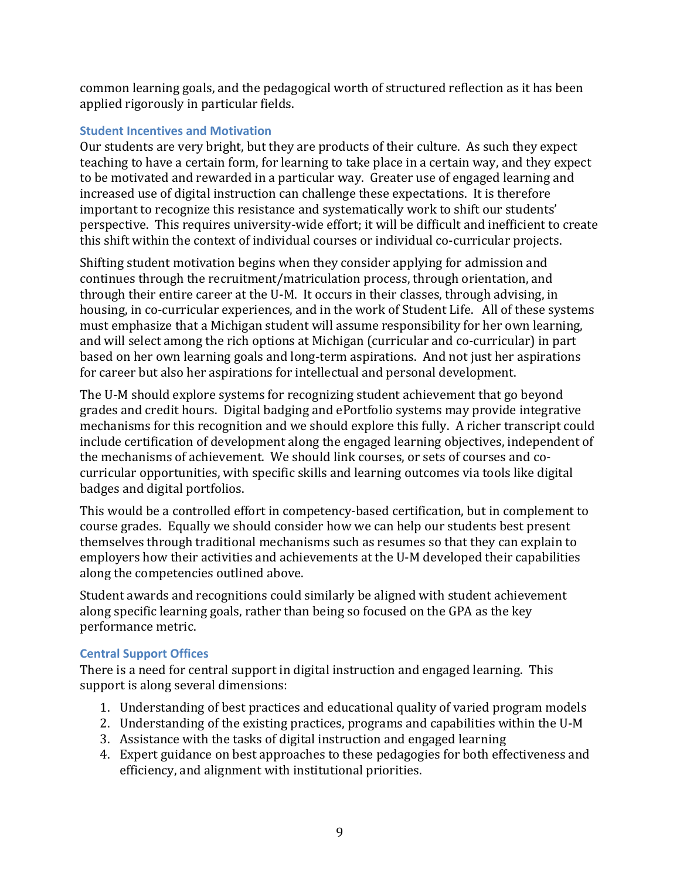common learning goals, and the pedagogical worth of structured reflection as it has been applied rigorously in particular fields.

### Student Incentives and Motivation

Our students are very bright, but they are products of their culture. As such they expect teaching to have a certain form, for learning to take place in a certain way, and they expect to be motivated and rewarded in a particular way. Greater use of engaged learning and increased use of digital instruction can challenge these expectations. It is therefore important to recognize this resistance and systematically work to shift our students' perspective. This requires university-wide effort; it will be difficult and inefficient to create this shift within the context of individual courses or individual co-curricular projects.

Shifting student motivation begins when they consider applying for admission and continues through the recruitment/matriculation process, through orientation, and through their entire career at the U-M. It occurs in their classes, through advising, in housing, in co-curricular experiences, and in the work of Student Life. All of these systems must emphasize that a Michigan student will assume responsibility for her own learning, and will select among the rich options at Michigan (curricular and co-curricular) in part based on her own learning goals and long-term aspirations. And not just her aspirations for career but also her aspirations for intellectual and personal development.

The U-M should explore systems for recognizing student achievement that go beyond grades and credit hours. Digital badging and ePortfolio systems may provide integrative mechanisms for this recognition and we should explore this fully. A richer transcript could include certification of development along the engaged learning objectives, independent of the mechanisms of achievement. We should link courses, or sets of courses and co-curricular opportunities, with specific skills and learning outcomes via tools like digital badges and digital portfolios.

This would be a controlled effort in competency-based certification, but in complement to course grades. Equally we should consider how we can help our students best present themselves through traditional mechanisms such as resumes so that they can explain to employers how their activities and achievements at the U-M developed their capabilities along the competencies outlined above.

Student awards and recognitions could similarly be aligned with student achievement along specific learning goals, rather than being so focused on the GPA as the key performance metric.

### Central Support Offices

There is a need for central support in digital instruction and engaged learning. This support is along several dimensions:

1. Understanding of best practices and educational quality of varied program models
2. Understanding of the existing practices, programs and capabilities within the U-M
3. Assistance with the tasks of digital instruction and engaged learning
4. Expert guidance on best approaches to these pedagogies for both effectiveness and efficiency, and alignment with institutional priorities.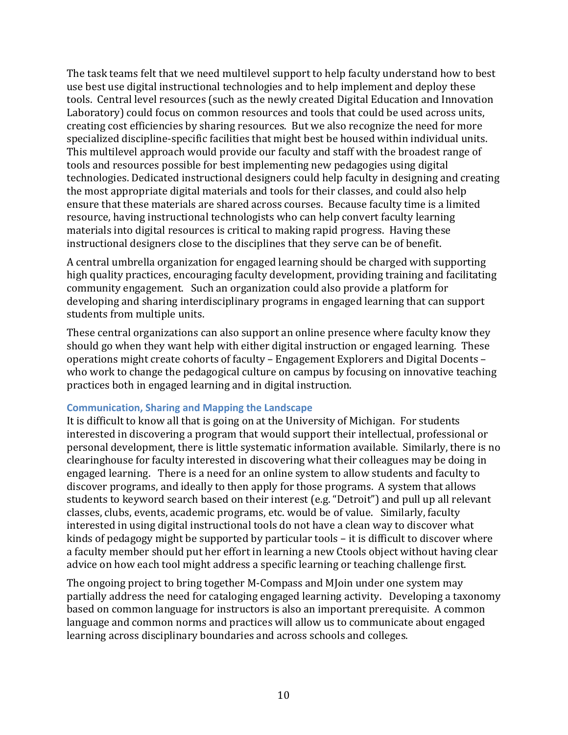The task teams felt that we need multilevel support to help faculty understand how to best use best use digital instructional technologies and to help implement and deploy these tools. Central level resources (such as the newly created Digital Education and Innovation Laboratory) could focus on common resources and tools that could be used across units, creating cost efficiencies by sharing resources. But we also recognize the need for more specialized discipline-specific facilities that might best be housed within individual units. This multilevel approach would provide our faculty and staff with the broadest range of tools and resources possible for best implementing new pedagogies using digital technologies. Dedicated instructional designers could help faculty in designing and creating the most appropriate digital materials and tools for their classes, and could also help ensure that these materials are shared across courses. Because faculty time is a limited resource, having instructional technologists who can help convert faculty learning materials into digital resources is critical to making rapid progress. Having these instructional designers close to the disciplines that they serve can be of benefit.

A central umbrella organization for engaged learning should be charged with supporting high quality practices, encouraging faculty development, providing training and facilitating community engagement. Such an organization could also provide a platform for developing and sharing interdisciplinary programs in engaged learning that can support students from multiple units.

These central organizations can also support an online presence where faculty know they should go when they want help with either digital instruction or engaged learning. These operations might create cohorts of faculty – Engagement Explorers and Digital Docents – who work to change the pedagogical culture on campus by focusing on innovative teaching practices both in engaged learning and in digital instruction.

### Communication, Sharing and Mapping the Landscape

It is difficult to know all that is going on at the University of Michigan. For students interested in discovering a program that would support their intellectual, professional or personal development, there is little systematic information available. Similarly, there is no clearinghouse for faculty interested in discovering what their colleagues may be doing in engaged learning. There is a need for an online system to allow students and faculty to discover programs, and ideally to then apply for those programs. A system that allows students to keyword search based on their interest (e.g. "Detroit") and pull up all relevant classes, clubs, events, academic programs, etc. would be of value. Similarly, faculty interested in using digital instructional tools do not have a clean way to discover what kinds of pedagogy might be supported by particular tools – it is difficult to discover where a faculty member should put her effort in learning a new Ctools object without having clear advice on how each tool might address a specific learning or teaching challenge first.

The ongoing project to bring together M-Compass and MJoin under one system may partially address the need for cataloging engaged learning activity. Developing a taxonomy based on common language for instructors is also an important prerequisite. A common language and common norms and practices will allow us to communicate about engaged learning across disciplinary boundaries and across schools and colleges.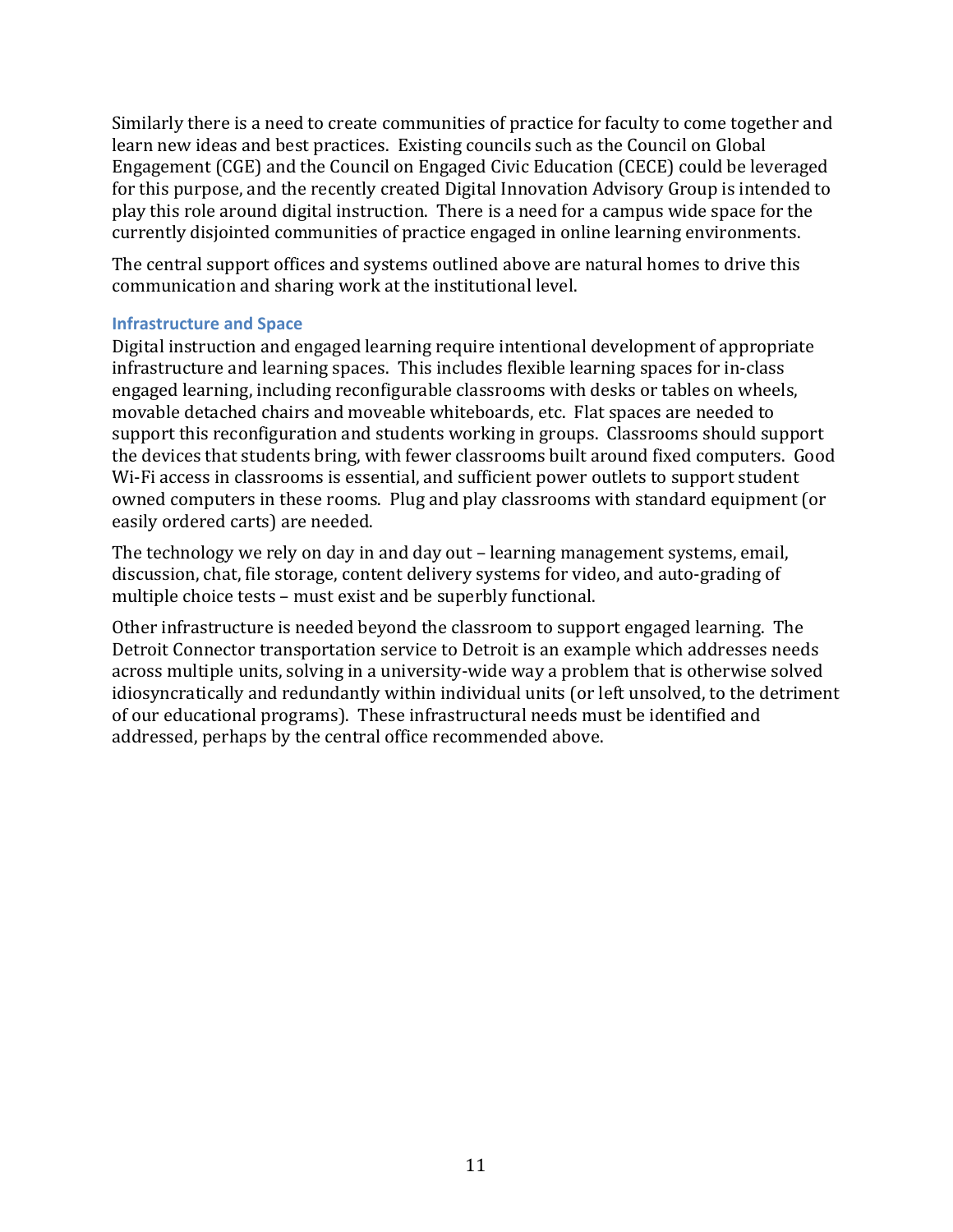Similarly there is a need to create communities of practice for faculty to come together and learn new ideas and best practices. Existing councils such as the Council on Global Engagement (CGE) and the Council on Engaged Civic Education (CECE) could be leveraged for this purpose, and the recently created Digital Innovation Advisory Group is intended to play this role around digital instruction. There is a need for a campus wide space for the currently disjointed communities of practice engaged in online learning environments.

The central support offices and systems outlined above are natural homes to drive this communication and sharing work at the institutional level.

### Infrastructure and Space

Digital instruction and engaged learning require intentional development of appropriate infrastructure and learning spaces. This includes flexible learning spaces for in-class engaged learning, including reconfigurable classrooms with desks or tables on wheels, movable detached chairs and moveable whiteboards, etc. Flat spaces are needed to support this reconfiguration and students working in groups. Classrooms should support the devices that students bring, with fewer classrooms built around fixed computers. Good Wi-Fi access in classrooms is essential, and sufficient power outlets to support student owned computers in these rooms. Plug and play classrooms with standard equipment (or easily ordered carts) are needed.

The technology we rely on day in and day out – learning management systems, email, discussion, chat, file storage, content delivery systems for video, and auto-grading of multiple choice tests – must exist and be superbly functional.

Other infrastructure is needed beyond the classroom to support engaged learning. The Detroit Connector transportation service to Detroit is an example which addresses needs across multiple units, solving in a university-wide way a problem that is otherwise solved idiosyncratically and redundantly within individual units (or left unsolved, to the detriment of our educational programs). These infrastructural needs must be identified and addressed, perhaps by the central office recommended above.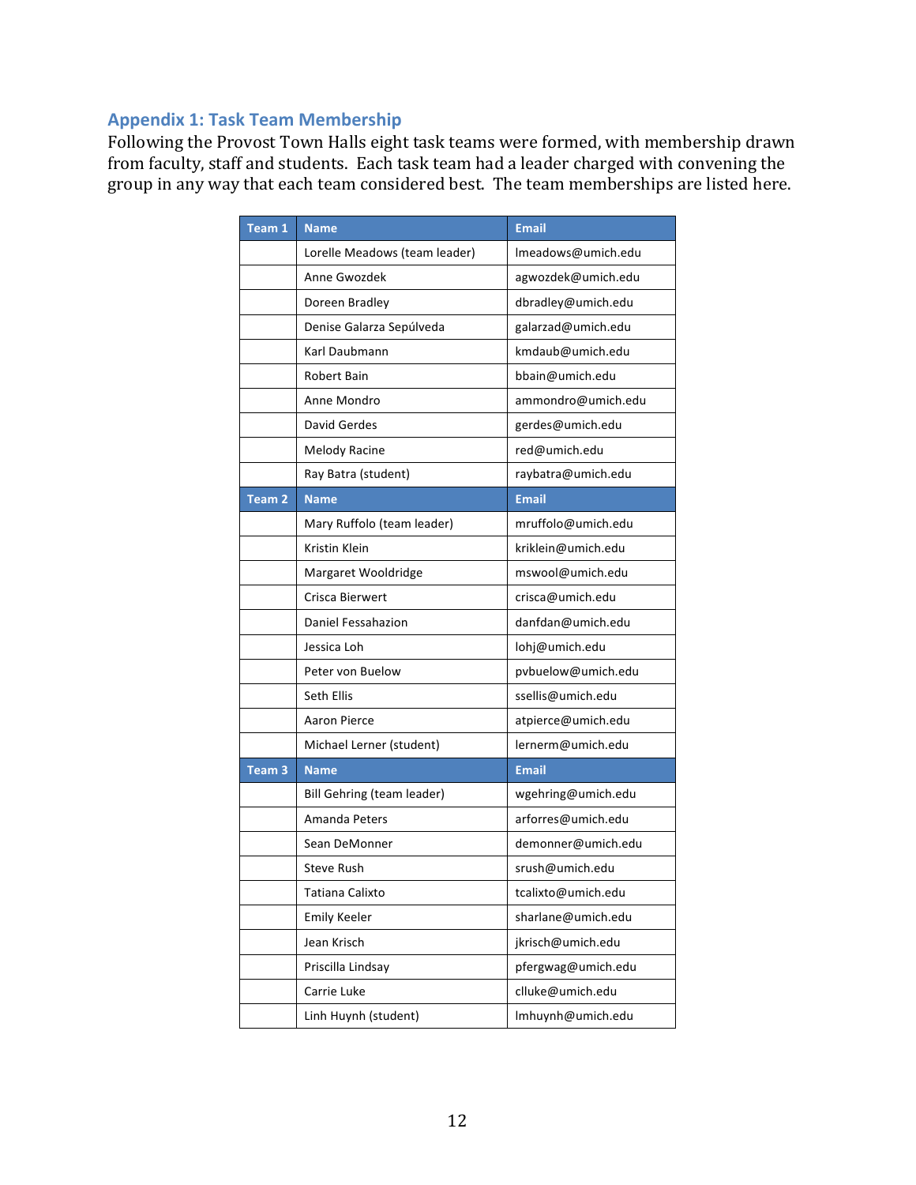## Appendix 1: Task Team Membership

Following the Provost Town Halls eight task teams were formed, with membership drawn from faculty, staff and students. Each task team had a leader charged with convening the group in any way that each team considered best. The team memberships are listed here.

| Team 1 | Name | Email |
|---|---|---|
| | Lorelle Meadows (team leader) | lmeadows@umich.edu |
| | Anne Gwozdek | agwozdek@umich.edu |
| | Doreen Bradley | dbradley@umich.edu |
| | Denise Galarza Sepúlveda | galarzad@umich.edu |
| | Karl Daubmann | kmdaub@umich.edu |
| | Robert Bain | bbain@umich.edu |
| | Anne Mondro | ammondro@umich.edu |
| | David Gerdes | gerdes@umich.edu |
| | Melody Racine | red@umich.edu |
| | Ray Batra (student) | raybatra@umich.edu |
| **Team 2** | **Name** | **Email** |
| | Mary Ruffolo (team leader) | mruffolo@umich.edu |
| | Kristin Klein | kriklein@umich.edu |
| | Margaret Wooldridge | mswool@umich.edu |
| | Crisca Bierwert | crisca@umich.edu |
| | Daniel Fessahazion | danfdan@umich.edu |
| | Jessica Loh | lohj@umich.edu |
| | Peter von Buelow | pvbuelow@umich.edu |
| | Seth Ellis | ssellis@umich.edu |
| | Aaron Pierce | atpierce@umich.edu |
| | Michael Lerner (student) | lernerm@umich.edu |
| **Team 3** | **Name** | **Email** |
| | Bill Gehring (team leader) | wgehring@umich.edu |
| | Amanda Peters | arforres@umich.edu |
| | Sean DeMonner | demonner@umich.edu |
| | Steve Rush | srush@umich.edu |
| | Tatiana Calixto | tcalixto@umich.edu |
| | Emily Keeler | sharlane@umich.edu |
| | Jean Krisch | jkrisch@umich.edu |
| | Priscilla Lindsay | pfergwag@umich.edu |
| | Carrie Luke | clluke@umich.edu |
| | Linh Huynh (student) | lmhuynh@umich.edu |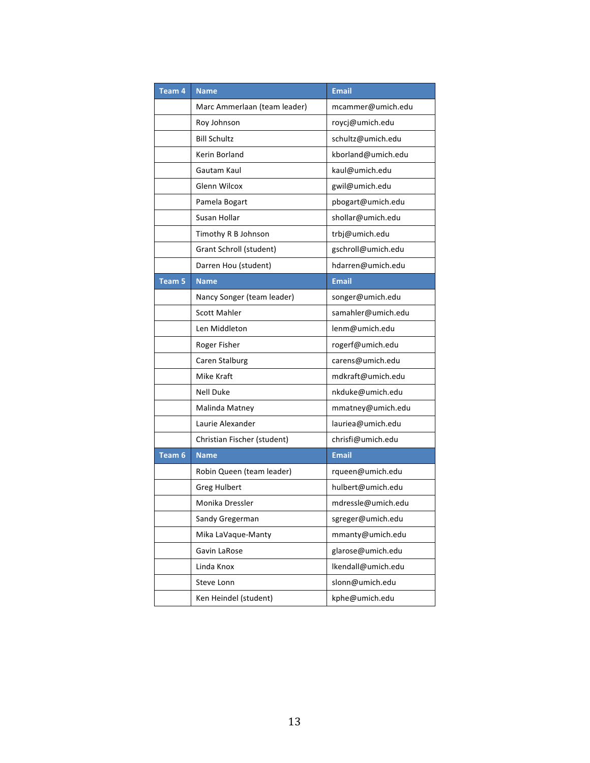| Team 4 | Name | Email |
|---|---|---|
| | Marc Ammerlaan (team leader) | mcammer@umich.edu |
| | Roy Johnson | roycj@umich.edu |
| | Bill Schultz | schultz@umich.edu |
| | Kerin Borland | kborland@umich.edu |
| | Gautam Kaul | kaul@umich.edu |
| | Glenn Wilcox | gwil@umich.edu |
| | Pamela Bogart | pbogart@umich.edu |
| | Susan Hollar | shollar@umich.edu |
| | Timothy R B Johnson | trbj@umich.edu |
| | Grant Schroll (student) | gschroll@umich.edu |
| | Darren Hou (student) | hdarren@umich.edu |
| **Team 5** | **Name** | **Email** |
| | Nancy Songer (team leader) | songer@umich.edu |
| | Scott Mahler | samahler@umich.edu |
| | Len Middleton | lenm@umich.edu |
| | Roger Fisher | rogerf@umich.edu |
| | Caren Stalburg | carens@umich.edu |
| | Mike Kraft | mdkraft@umich.edu |
| | Nell Duke | nkduke@umich.edu |
| | Malinda Matney | mmatney@umich.edu |
| | Laurie Alexander | lauriea@umich.edu |
| | Christian Fischer (student) | chrisfi@umich.edu |
| **Team 6** | **Name** | **Email** |
| | Robin Queen (team leader) | rqueen@umich.edu |
| | Greg Hulbert | hulbert@umich.edu |
| | Monika Dressler | mdressle@umich.edu |
| | Sandy Gregerman | sgreger@umich.edu |
| | Mika LaVaque-Manty | mmanty@umich.edu |
| | Gavin LaRose | glarose@umich.edu |
| | Linda Knox | lkendall@umich.edu |
| | Steve Lonn | slonn@umich.edu |
| | Ken Heindel (student) | kphe@umich.edu |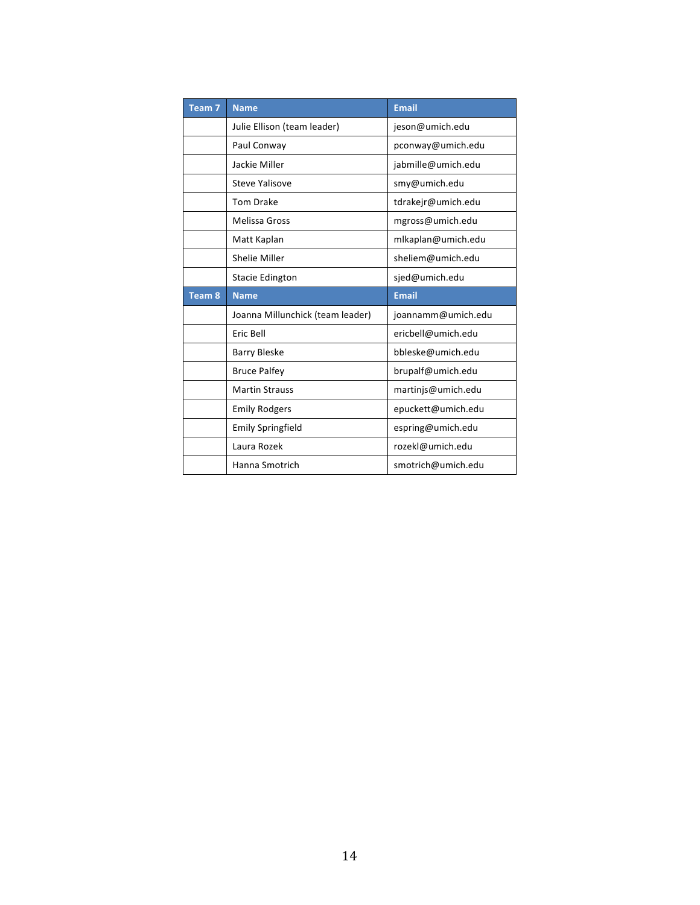| Team 7 | Name | Email |
|---|---|---|
| | Julie Ellison (team leader) | jeson@umich.edu |
| | Paul Conway | pconway@umich.edu |
| | Jackie Miller | jabmille@umich.edu |
| | Steve Yalisove | smy@umich.edu |
| | Tom Drake | tdrakejr@umich.edu |
| | Melissa Gross | mgross@umich.edu |
| | Matt Kaplan | mlkaplan@umich.edu |
| | Shelie Miller | sheliem@umich.edu |
| | Stacie Edington | sjed@umich.edu |
| **Team 8** | **Name** | **Email** |
| | Joanna Millunchick (team leader) | joannamm@umich.edu |
| | Eric Bell | ericbell@umich.edu |
| | Barry Bleske | bbleske@umich.edu |
| | Bruce Palfey | brupalf@umich.edu |
| | Martin Strauss | martinjs@umich.edu |
| | Emily Rodgers | epuckett@umich.edu |
| | Emily Springfield | espring@umich.edu |
| | Laura Rozek | rozekl@umich.edu |
| | Hanna Smotrich | smotrich@umich.edu |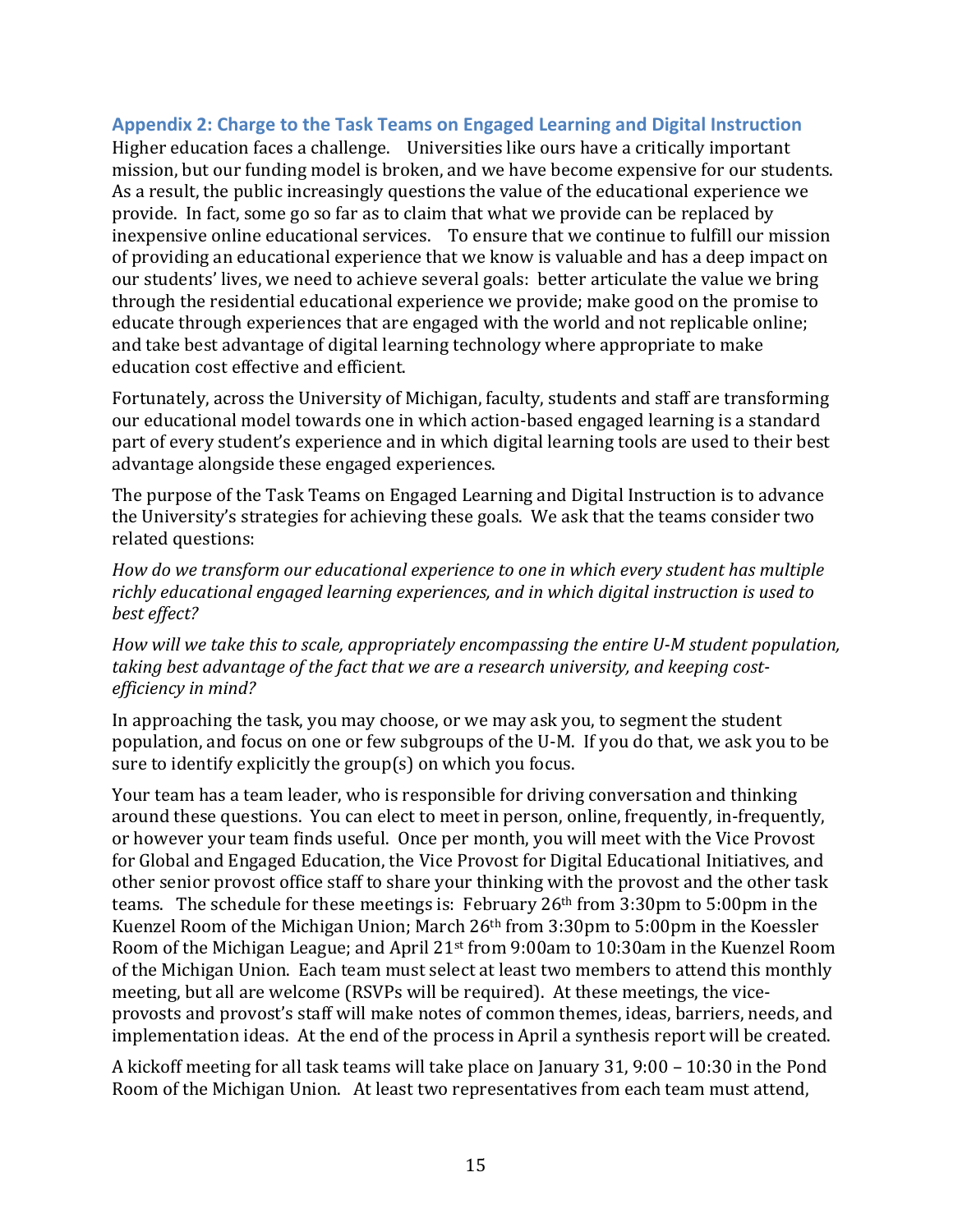## Appendix 2: Charge to the Task Teams on Engaged Learning and Digital Instruction

Higher education faces a challenge. Universities like ours have a critically important mission, but our funding model is broken, and we have become expensive for our students. As a result, the public increasingly questions the value of the educational experience we provide. In fact, some go so far as to claim that what we provide can be replaced by inexpensive online educational services. To ensure that we continue to fulfill our mission of providing an educational experience that we know is valuable and has a deep impact on our students' lives, we need to achieve several goals: better articulate the value we bring through the residential educational experience we provide; make good on the promise to educate through experiences that are engaged with the world and not replicable online; and take best advantage of digital learning technology where appropriate to make education cost effective and efficient.

Fortunately, across the University of Michigan, faculty, students and staff are transforming our educational model towards one in which action-based engaged learning is a standard part of every student's experience and in which digital learning tools are used to their best advantage alongside these engaged experiences.

The purpose of the Task Teams on Engaged Learning and Digital Instruction is to advance the University's strategies for achieving these goals. We ask that the teams consider two related questions:

*How do we transform our educational experience to one in which every student has multiple richly educational engaged learning experiences, and in which digital instruction is used to best effect?*

*How will we take this to scale, appropriately encompassing the entire U-M student population, taking best advantage of the fact that we are a research university, and keeping cost-efficiency in mind?*

In approaching the task, you may choose, or we may ask you, to segment the student population, and focus on one or few subgroups of the U-M. If you do that, we ask you to be sure to identify explicitly the group(s) on which you focus.

Your team has a team leader, who is responsible for driving conversation and thinking around these questions. You can elect to meet in person, online, frequently, in-frequently, or however your team finds useful. Once per month, you will meet with the Vice Provost for Global and Engaged Education, the Vice Provost for Digital Educational Initiatives, and other senior provost office staff to share your thinking with the provost and the other task teams. The schedule for these meetings is: February 26th from 3:30pm to 5:00pm in the Kuenzel Room of the Michigan Union; March 26th from 3:30pm to 5:00pm in the Koessler Room of the Michigan League; and April 21st from 9:00am to 10:30am in the Kuenzel Room of the Michigan Union. Each team must select at least two members to attend this monthly meeting, but all are welcome (RSVPs will be required). At these meetings, the vice-provosts and provost's staff will make notes of common themes, ideas, barriers, needs, and implementation ideas. At the end of the process in April a synthesis report will be created.

A kickoff meeting for all task teams will take place on January 31, 9:00 – 10:30 in the Pond Room of the Michigan Union. At least two representatives from each team must attend,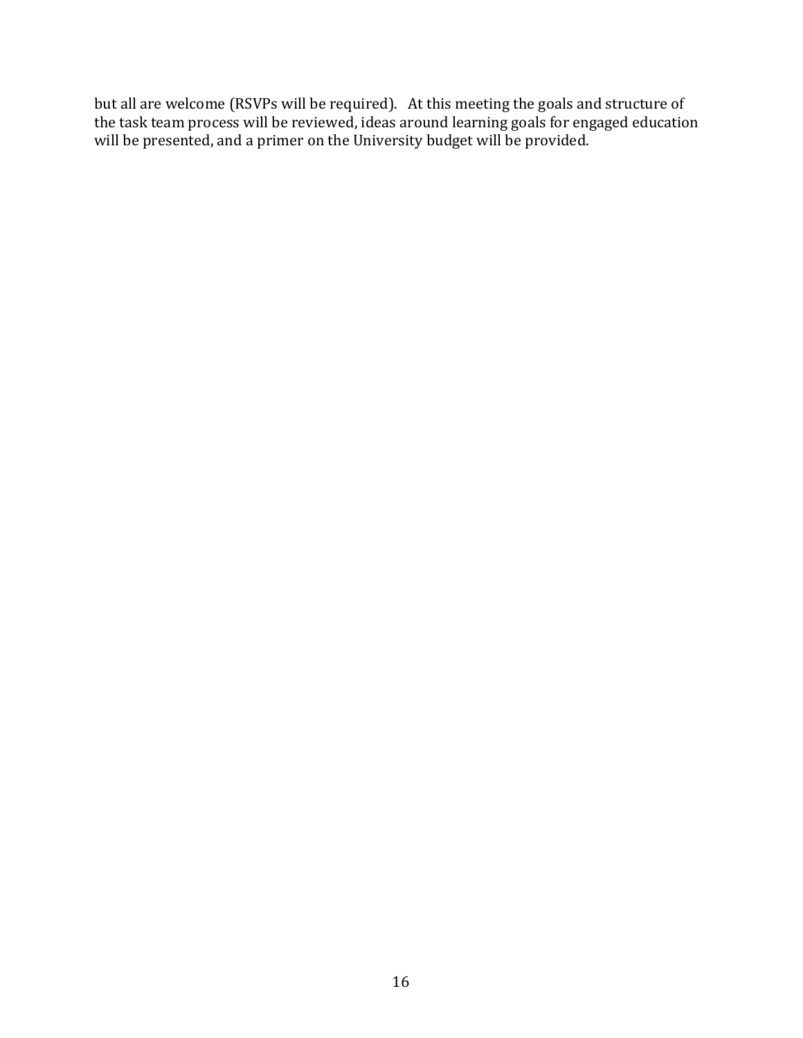but all are welcome (RSVPs will be required). At this meeting the goals and structure of the task team process will be reviewed, ideas around learning goals for engaged education will be presented, and a primer on the University budget will be provided.